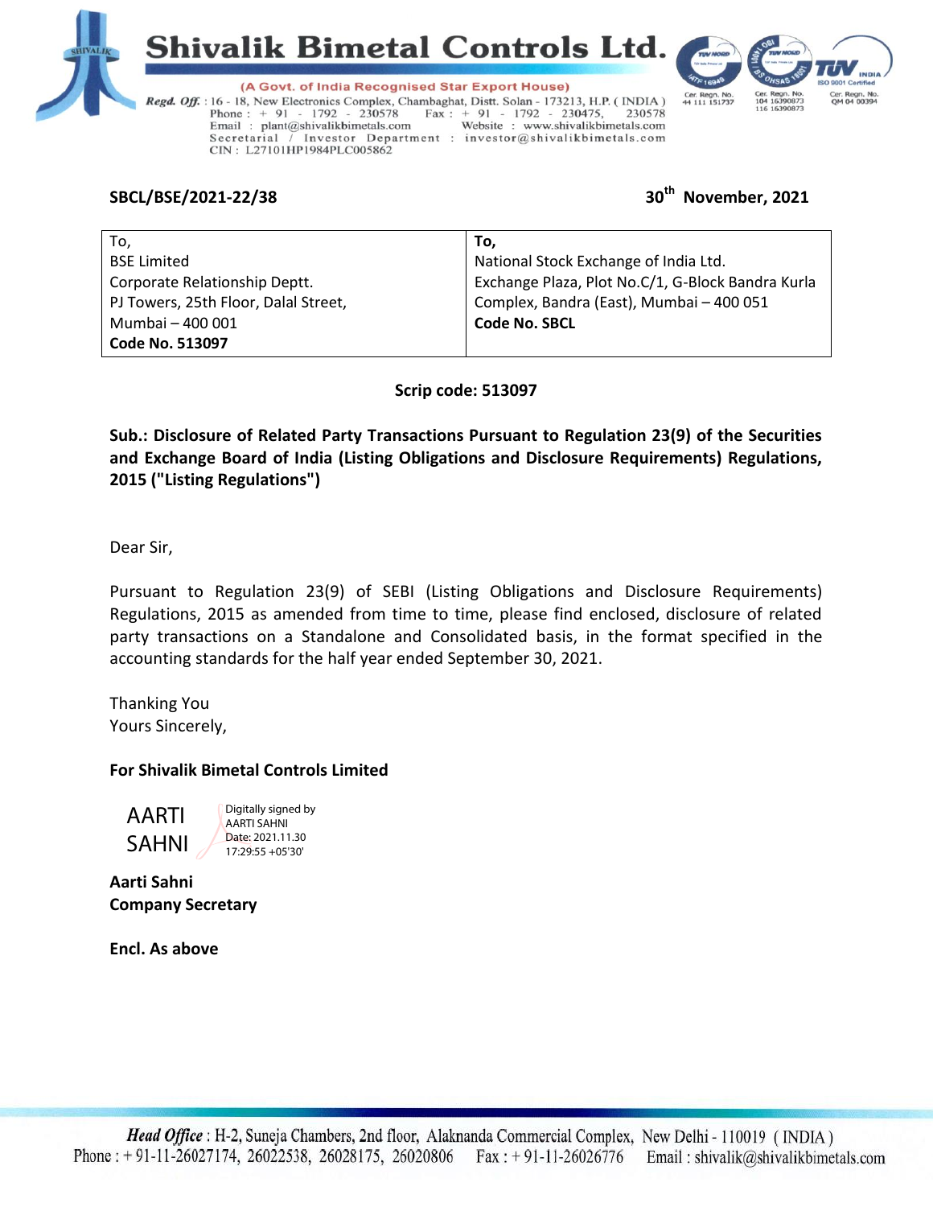# Shivalik Bimetal Controls Ltd.

(A Govt. of India Recognised Star Export House)

*Regd. Off.* : 16 - 18, New Electronics Complex, Chambaghat, Distt. Solan - 173213, H.P. ( INDIA )
Phone : + 91 - 1792 - 230578 Fax : + 91 - 1792 - 230475, 230578
Email : plant@shivalikbimetals.com Website : www.shivalikbimetals.com
Secretarial / Investor Department : investor@shivalikbimetals.com
CIN : L27101HP1984PLC005862

Cer. Regn. No. 44 111 151737 | Cer. Regn. No. 104 16390873 116 16390873 | Cer. Regn. No. QM 04 00394

**SBCL/BSE/2021-22/38** **30th November, 2021**

| To,<br>BSE Limited<br>Corporate Relationship Deptt.<br>PJ Towers, 25th Floor, Dalal Street,<br>Mumbai – 400 001<br>**Code No. 513097** | **To,**<br>National Stock Exchange of India Ltd.<br>Exchange Plaza, Plot No.C/1, G-Block Bandra Kurla Complex, Bandra (East), Mumbai – 400 051<br>**Code No. SBCL** |
|---|---|

**Scrip code: 513097**

**Sub.: Disclosure of Related Party Transactions Pursuant to Regulation 23(9) of the Securities and Exchange Board of India (Listing Obligations and Disclosure Requirements) Regulations, 2015 ("Listing Regulations")**

Dear Sir,

Pursuant to Regulation 23(9) of SEBI (Listing Obligations and Disclosure Requirements) Regulations, 2015 as amended from time to time, please find enclosed, disclosure of related party transactions on a Standalone and Consolidated basis, in the format specified in the accounting standards for the half year ended September 30, 2021.

Thanking You
Yours Sincerely,

**For Shivalik Bimetal Controls Limited**

AARTI SAHNI — Digitally signed by AARTI SAHNI Date: 2021.11.30 17:29:55 +05'30'

**Aarti Sahni**
**Company Secretary**

**Encl. As above**

*Head Office* : H-2, Suneja Chambers, 2nd floor, Alaknanda Commercial Complex, New Delhi - 110019 ( INDIA )
Phone : + 91-11-26027174, 26022538, 26028175, 26020806 Fax : + 91-11-26026776 Email : shivalik@shivalikbimetals.com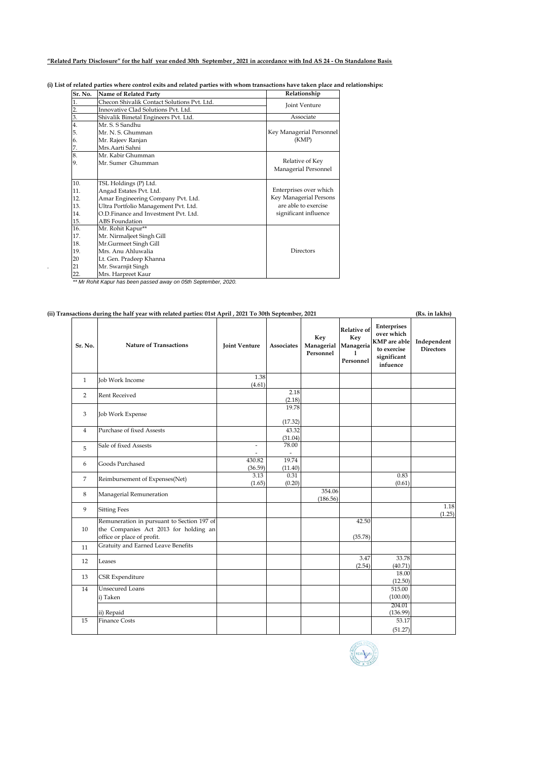**"Related Party Disclosure" for the half year ended 30th September , 2021 in accordance with Ind AS 24 - On Standalone Basis**

**(i) List of related parties where control exits and related parties with whom transactions have taken place and relationships:**

| Sr. No. | Name of Related Party | Relationship |
|---|---|---|
| 1. | Checon Shivalik Contact Solutions Pvt. Ltd. | Joint Venture |
| 2. | Innovative Clad Solutions Pvt. Ltd. | |
| 3. | Shivalik Bimetal Engineers Pvt. Ltd. | Associate |
| 4. | Mr. S. S Sandhu | Key Managerial Personnel (KMP) |
| 5. | Mr. N. S. Ghumman | |
| 6. | Mr. Rajeev Ranjan | |
| 7. | Mrs.Aarti Sahni | |
| 8. | Mr. Kabir Ghumman | Relative of Key Managerial Personnel |
| 9. | Mr. Sumer Ghumman | |
| 10. | TSL Holdings (P) Ltd. | Enterprises over which Key Managerial Persons are able to exercise significant influence |
| 11. | Angad Estates Pvt. Ltd. | |
| 12. | Amar Engineering Company Pvt. Ltd. | |
| 13. | Ultra Portfolio Management Pvt. Ltd. | |
| 14. | O.D.Finance and Investment Pvt. Ltd. | |
| 15. | ABS Foundation | |
| 16. | Mr. Rohit Kapur** | Directors |
| 17. | Mr. Nirmaljeet Singh Gill | |
| 18. | Mr.Gurmeet Singh Gill | |
| 19. | Mrs. Anu Ahluwalia | |
| 20 | Lt. Gen. Pradeep Khanna | |
| 21 | Mr. Swarnjit Singh | |
| 22. | Mrs. Harpreet Kaur | |

*** Mr Rohit Kapur has been passed away on 05th September, 2020.*

**(ii) Transactions during the half year with related parties: 01st April , 2021 To 30th September, 2021** **(Rs. in lakhs)**

| Sr. No. | Nature of Transactions | Joint Venture | Associates | Key Managerial Personnel | Relative of Key Managerial Personnel | Enterprises over which KMP are able to exercise significant infuence | Independent Directors |
|---|---|---|---|---|---|---|---|
| 1 | Job Work Income | 1.38 (4.61) | | | | | |
| 2 | Rent Received | | 2.18 (2.18) | | | | |
| 3 | Job Work Expense | | 19.78 (17.32) | | | | |
| 4 | Purchase of fixed Assests | | 43.32 (31.04) | | | | |
| 5 | Sale of fixed Assests | - - | 78.00 - | | | | |
| 6 | Goods Purchased | 430.82 (36.59) | 19.74 (11.40) | | | | |
| 7 | Reimbursement of Expenses(Net) | 3.13 (1.65) | 0.31 (0.20) | | | 0.83 (0.61) | |
| 8 | Managerial Remuneration | | | 354.06 (186.56) | | | |
| 9 | Sitting Fees | | | | | | 1.18 (1.25) |
| 10 | Remuneration in pursuant to Section 197 of the Companies Act 2013 for holding an office or place of profit. | | | | 42.50 (35.78) | | |
| 11 | Gratuity and Earned Leave Benefits | | | | | | |
| 12 | Leases | | | | 3.47 (2.54) | 33.78 (40.71) | |
| 13 | CSR Expenditure | | | | | 18.00 (12.50) | |
| 14 | Unsecured Loans i) Taken | | | | | 515.00 (100.00) | |
| | ii) Repaid | | | | | 204.01 (136.99) | |
| 15 | Finance Costs | | | | | 53.17 (51.27) | |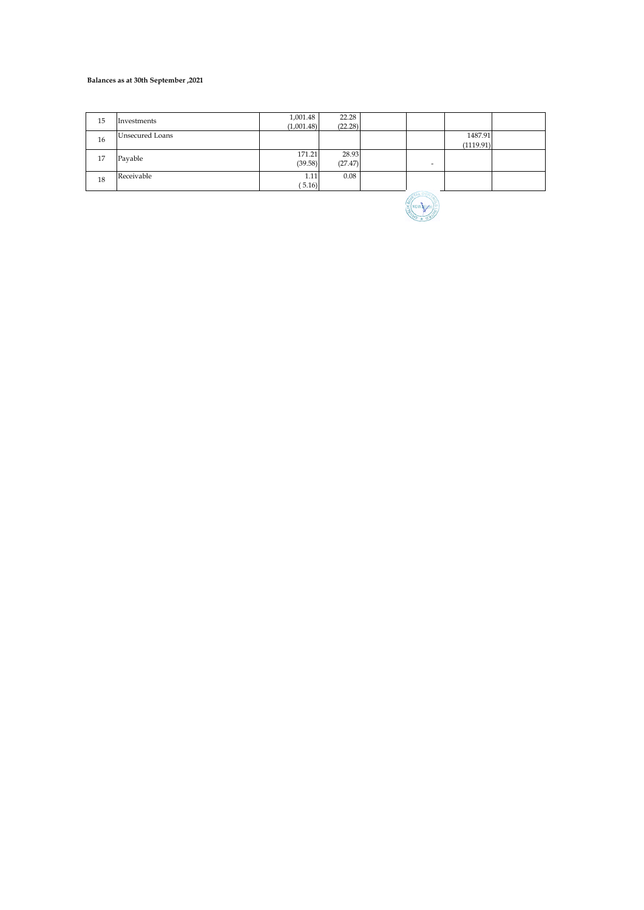**Balances as at 30th September ,2021**

| | | | | | | | |
|---|---|---|---|---|---|---|---|
| 15 | Investments | 1,001.48<br>(1,001.48) | 22.28<br>(22.28) | | | | |
| 16 | Unsecured Loans | | | | | 1487.91<br>(1119.91) | |
| 17 | Payable | 171.21<br>(39.58) | 28.93<br>(27.47) | | - | | |
| 18 | Receivable | 1.11<br>( 5.16) | 0.08 | | | | |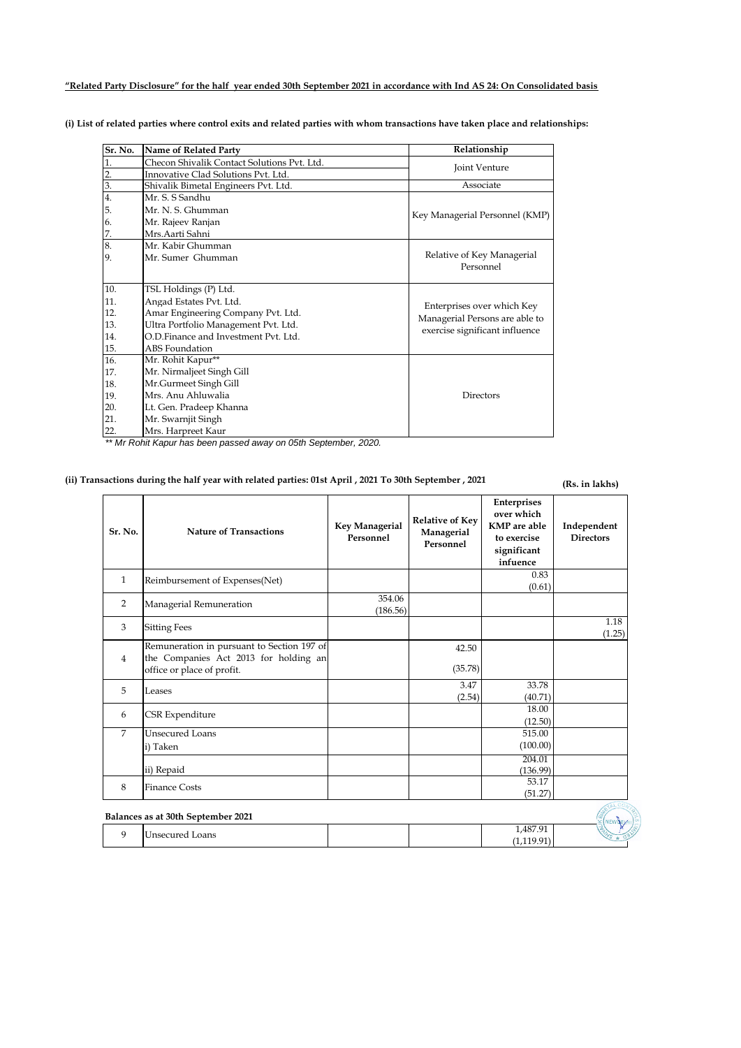**"Related Party Disclosure" for the half year ended 30th September 2021 in accordance with Ind AS 24: On Consolidated basis**

**(i) List of related parties where control exits and related parties with whom transactions have taken place and relationships:**

| Sr. No. | Name of Related Party | Relationship |
|---|---|---|
| 1. | Checon Shivalik Contact Solutions Pvt. Ltd. | Joint Venture |
| 2. | Innovative Clad Solutions Pvt. Ltd. | |
| 3. | Shivalik Bimetal Engineers Pvt. Ltd. | Associate |
| 4. | Mr. S. S Sandhu | Key Managerial Personnel (KMP) |
| 5. | Mr. N. S. Ghumman | |
| 6. | Mr. Rajeev Ranjan | |
| 7. | Mrs.Aarti Sahni | |
| 8. | Mr. Kabir Ghumman | Relative of Key Managerial Personnel |
| 9. | Mr. Sumer Ghumman | |
| 10. | TSL Holdings (P) Ltd. | Enterprises over which Key Managerial Persons are able to exercise significant influence |
| 11. | Angad Estates Pvt. Ltd. | |
| 12. | Amar Engineering Company Pvt. Ltd. | |
| 13. | Ultra Portfolio Management Pvt. Ltd. | |
| 14. | O.D.Finance and Investment Pvt. Ltd. | |
| 15. | ABS Foundation | |
| 16. | Mr. Rohit Kapur** | Directors |
| 17. | Mr. Nirmaljeet Singh Gill | |
| 18. | Mr.Gurmeet Singh Gill | |
| 19. | Mrs. Anu Ahluwalia | |
| 20. | Lt. Gen. Pradeep Khanna | |
| 21. | Mr. Swarnjit Singh | |
| 22. | Mrs. Harpreet Kaur | |

*** Mr Rohit Kapur has been passed away on 05th September, 2020.*

**(ii) Transactions during the half year with related parties: 01st April , 2021 To 30th September , 2021**

**(Rs. in lakhs)**

| Sr. No. | Nature of Transactions | Key Managerial Personnel | Relative of Key Managerial Personnel | Enterprises over which KMP are able to exercise significant infuence | Independent Directors |
|---|---|---|---|---|---|
| 1 | Reimbursement of Expenses(Net) | | | 0.83 (0.61) | |
| 2 | Managerial Remuneration | 354.06 (186.56) | | | |
| 3 | Sitting Fees | | | | 1.18 (1.25) |
| 4 | Remuneration in pursuant to Section 197 of the Companies Act 2013 for holding an office or place of profit. | | 42.50 (35.78) | | |
| 5 | Leases | | 3.47 (2.54) | 33.78 (40.71) | |
| 6 | CSR Expenditure | | | 18.00 (12.50) | |
| 7 | Unsecured Loans i) Taken | | | 515.00 (100.00) | |
| | ii) Repaid | | | 204.01 (136.99) | |
| 8 | Finance Costs | | | 53.17 (51.27) | |
| | **Balances as at 30th September 2021** | | | | |
| 9 | Unsecured Loans | | | 1,487.91 (1,119.91) | |